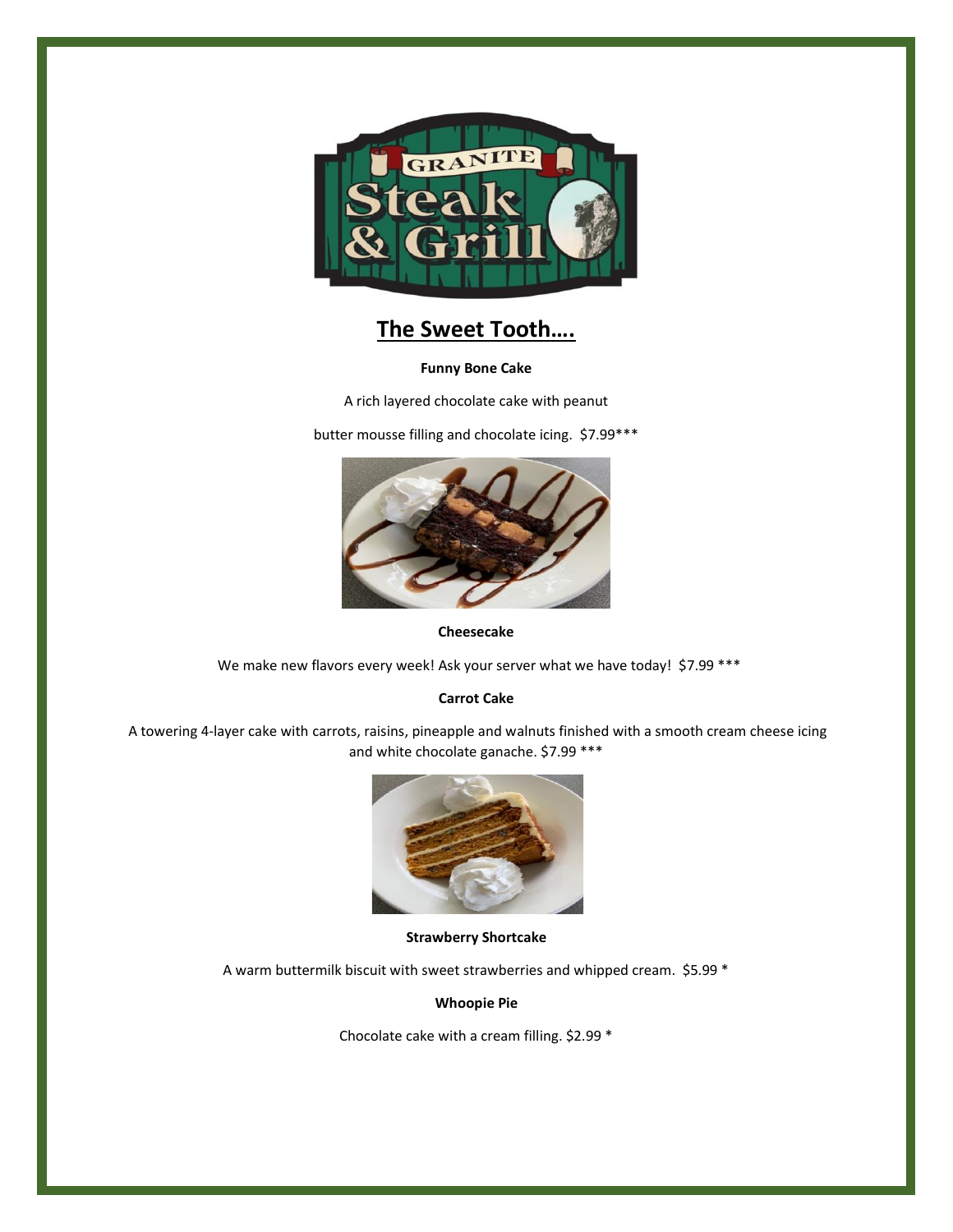# The Sweet Tooth….

**Funny Bone Cake**

A rich layered chocolate cake with peanut butter mousse filling and chocolate icing. $7.99***

**Cheesecake**

We make new flavors every week! Ask your server what we have today! $7.99 ***

**Carrot Cake**

A towering 4-layer cake with carrots, raisins, pineapple and walnuts finished with a smooth cream cheese icing and white chocolate ganache. $7.99 ***

**Strawberry Shortcake**

A warm buttermilk biscuit with sweet strawberries and whipped cream. $5.99 *

**Whoopie Pie**

Chocolate cake with a cream filling. $2.99 *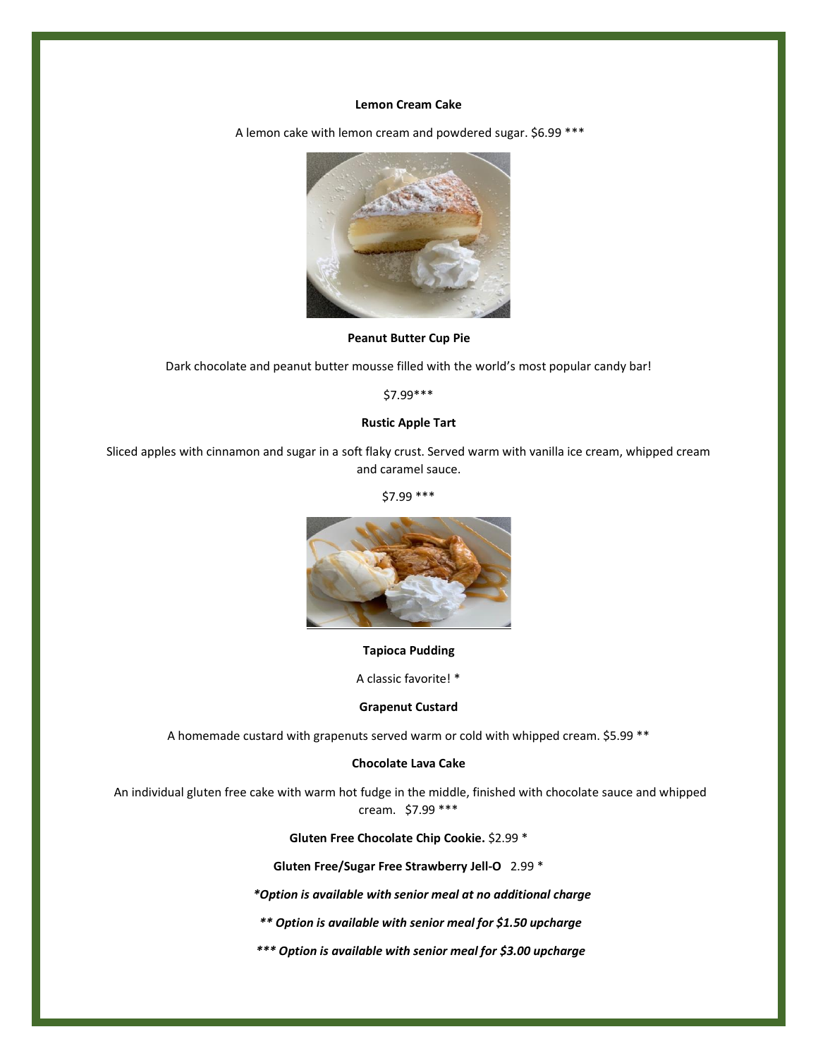**Lemon Cream Cake**

A lemon cake with lemon cream and powdered sugar. $6.99 ***

**Peanut Butter Cup Pie**

Dark chocolate and peanut butter mousse filled with the world's most popular candy bar!

$7.99***

**Rustic Apple Tart**

Sliced apples with cinnamon and sugar in a soft flaky crust. Served warm with vanilla ice cream, whipped cream and caramel sauce.

$7.99 ***

**Tapioca Pudding**

A classic favorite! *

**Grapenut Custard**

A homemade custard with grapenuts served warm or cold with whipped cream. $5.99 **

**Chocolate Lava Cake**

An individual gluten free cake with warm hot fudge in the middle, finished with chocolate sauce and whipped cream. $7.99 ***

**Gluten Free Chocolate Chip Cookie.** $2.99 *

**Gluten Free/Sugar Free Strawberry Jell-O** 2.99 *

***Option is available with senior meal at no additional charge***

***** Option is available with senior meal for $1.50 upcharge***

****** Option is available with senior meal for $3.00 upcharge***